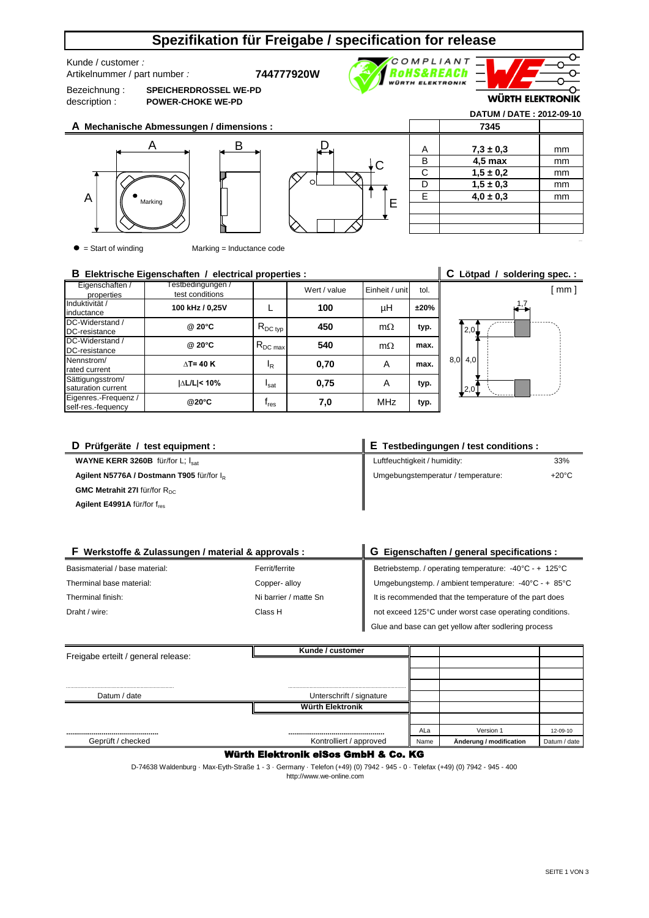# Spezifikation für Freigabe / specification for release

Kunde / customer :

Artikelnummer / part number : **744777920W**

Bezeichnung : **SPEICHERDROSSEL WE-PD**

description : **POWER-CHOKE WE-PD**

COMPLIANT RoHS&REACh WÜRTH ELEKTRONIK

WÜRTH ELEKTRONIK

**DATUM / DATE : 2012-09-10**

## A Mechanische Abmessungen / dimensions :

| | 7345 | |
|---|---|---|
| A | **7,3 ± 0,3** | mm |
| B | **4,5 max** | mm |
| C | **1,5 ± 0,2** | mm |
| D | **1,5 ± 0,3** | mm |
| E | **4,0 ± 0,3** | mm |

● = Start of winding    Marking = Inductance code

## B Elektrische Eigenschaften / electrical properties :

| Eigenschaften / properties | Testbedingungen / test conditions | | Wert / value | Einheit / unit | tol. |
|---|---|---|---|---|---|
| Induktivität / inductance | **100 kHz / 0,25V** | L | **100** | µH | **±20%** |
| DC-Widerstand / DC-resistance | **@ 20°C** | $R_{DC\ typ}$ | **450** | mΩ | **typ.** |
| DC-Widerstand / DC-resistance | **@ 20°C** | $R_{DC\ max}$ | **540** | mΩ | **max.** |
| Nennstrom/ rated current | **ΔT= 40 K** | $I_R$ | **0,70** | A | **max.** |
| Sättigungsstrom/ saturation current | **\|ΔL/L\|< 10%** | $I_{sat}$ | **0,75** | A | **typ.** |
| Eigenres.-Frequenz / self-res.-fequency | **@20°C** | $f_{res}$ | **7,0** | MHz | **typ.** |

## C Lötpad / soldering spec. :

[ mm ]

1,7; 2,0; 8,0; 4,0; 2,0

## D Prüfgeräte / test equipment :

**WAYNE KERR 3260B** für/for L; $I_{sat}$

**Agilent N5776A / Dostmann T905** für/for $I_R$

**GMC Metrahit 27I** für/for $R_{DC}$

**Agilent E4991A** für/for $f_{res}$

## E Testbedingungen / test conditions :

| | |
|---|---|
| Luftfeuchtigkeit / humidity: | 33% |
| Umgebungstemperatur / temperature: | +20°C |

## F Werkstoffe & Zulassungen / material & approvals :

| | |
|---|---|
| Basismaterial / base material: | Ferrit/ferrite |
| Therminal base material: | Copper- alloy |
| Therminal finish: | Ni barrier / matte Sn |
| Draht / wire: | Class H |

## G Eigenschaften / general specifications :

Betriebstemp. / operating temperature: -40°C - + 125°C

Umgebungstemp. / ambient temperature: -40°C - + 85°C

It is recommended that the temperature of the part does not exceed 125°C under worst case operating conditions.

Glue and base can get yellow after sodlering process

Freigabe erteilt / general release:

**Kunde / customer**

Datum / date    Unterschrift / signature

**Würth Elektronik**

Geprüft / checked    Kontrolliert / approved

| Name | Änderung / modification | Datum / date |
|---|---|---|
| ALa | Version 1 | 12-09-10 |

**Würth Elektronik eiSos GmbH & Co. KG**

D-74638 Waldenburg · Max-Eyth-Straße 1 - 3 · Germany · Telefon (+49) (0) 7942 - 945 - 0 · Telefax (+49) (0) 7942 - 945 - 400

http://www.we-online.com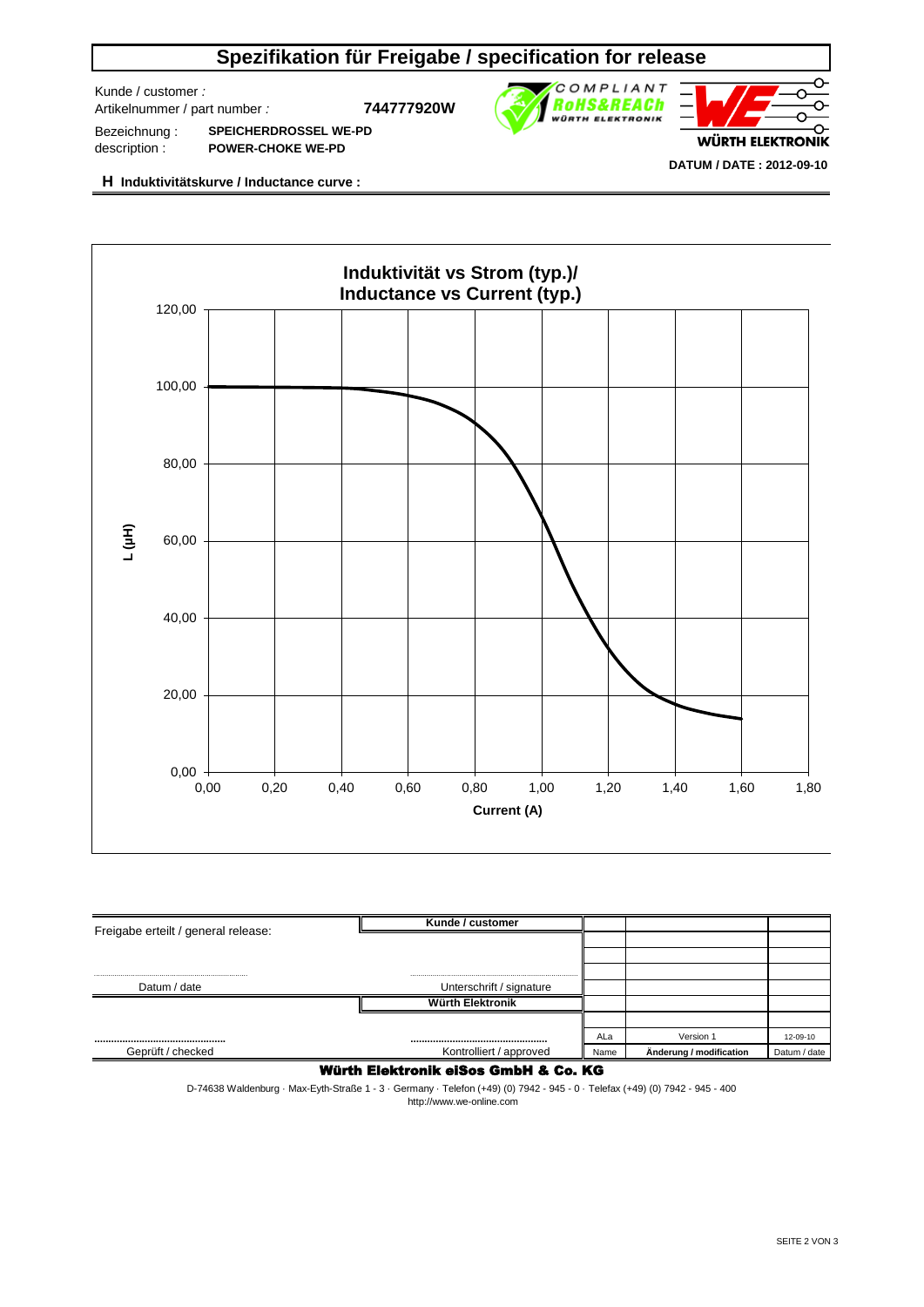# Spezifikation für Freigabe / specification for release

Kunde / customer :

Artikelnummer / part number : **744777920W**

Bezeichnung : **SPEICHERDROSSEL WE-PD**

description : **POWER-CHOKE WE-PD**

COMPLIANT RoHS&REACh WÜRTH ELEKTRONIK

WÜRTH ELEKTRONIK

**DATUM / DATE : 2012-09-10**

**H Induktivitätskurve / Inductance curve :**

**Induktivität vs Strom (typ.)/ Inductance vs Current (typ.)**

L (µH): 0,00 – 120,00

Current (A): 0,00 – 1,80

| Freigabe erteilt / general release: | Kunde / customer | | | |
|---|---|---|---|---|
| | | | | |
| | | | | |
| Datum / date | Unterschrift / signature | | | |
| | Würth Elektronik | | | |
| | | | | |
| | | ALa | Version 1 | 12-09-10 |
| Geprüft / checked | Kontrolliert / approved | Name | Änderung / modification | Datum / date |

**Würth Elektronik eiSos GmbH & Co. KG**

D-74638 Waldenburg · Max-Eyth-Straße 1 - 3 · Germany · Telefon (+49) (0) 7942 - 945 - 0 · Telefax (+49) (0) 7942 - 945 - 400
http://www.we-online.com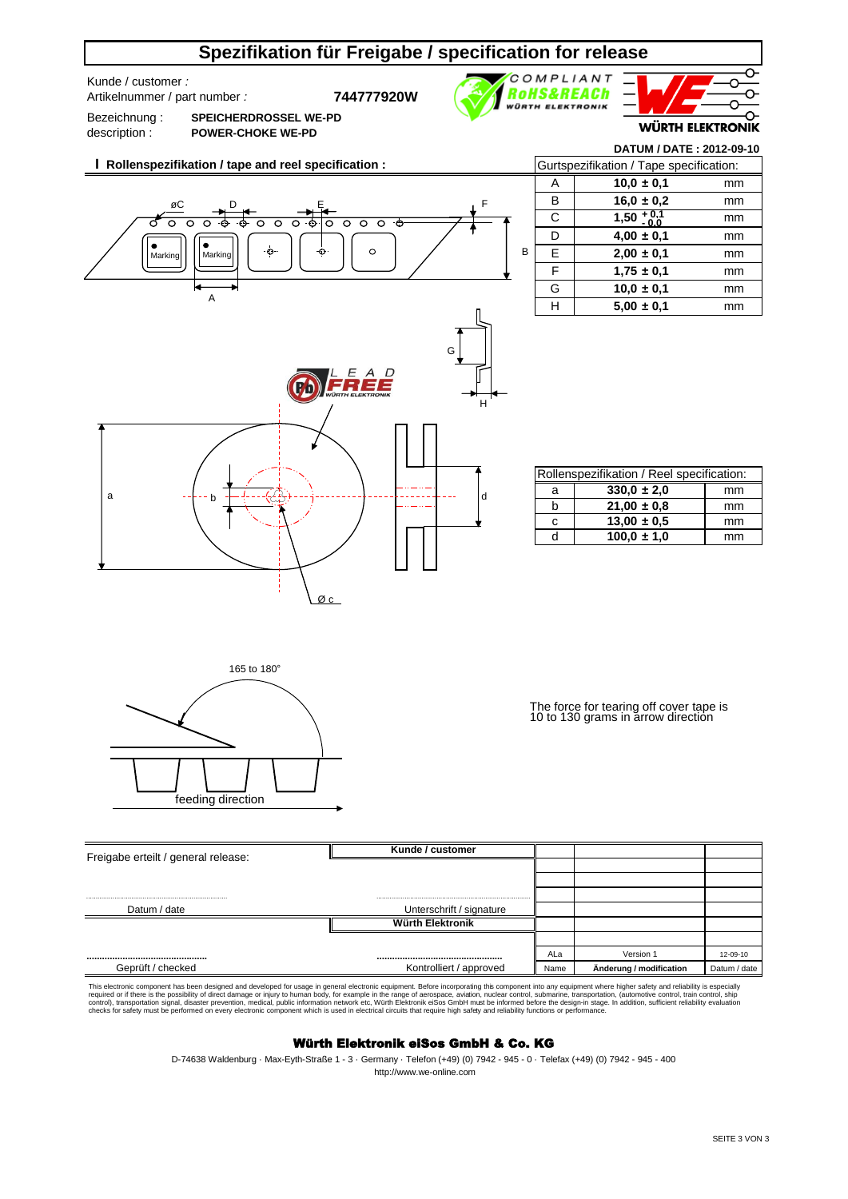# Spezifikation für Freigabe / specification for release

Kunde / customer :

Artikelnummer / part number : **744777920W**

Bezeichnung : **SPEICHERDROSSEL WE-PD**

description : **POWER-CHOKE WE-PD**

COMPLIANT RoHS&REACh WÜRTH ELEKTRONIK

WÜRTH ELEKTRONIK

**DATUM / DATE : 2012-09-10**

## I Rollenspezifikation / tape and reel specification :

| Gurtspezifikation / Tape specification: | | |
|---|---|---|
| A | **10,0 ± 0,1** | mm |
| B | **16,0 ± 0,2** | mm |
| C | **1,50 $^{+0,1}_{-0,0}$** | mm |
| D | **4,00 ± 0,1** | mm |
| E | **2,00 ± 0,1** | mm |
| F | **1,75 ± 0,1** | mm |
| G | **10,0 ± 0,1** | mm |
| H | **5,00 ± 0,1** | mm |

øC D E F

Marking Marking

B

A

G

H

LEAD FREE WÜRTH ELEKTRONIK

a b d

Ø c

| Rollenspezifikation / Reel specification: | | |
|---|---|---|
| a | **330,0 ± 2,0** | mm |
| b | **21,00 ± 0,8** | mm |
| c | **13,00 ± 0,5** | mm |
| d | **100,0 ± 1,0** | mm |

165 to 180°

feeding direction

The force for tearing off cover tape is 10 to 130 grams in arrow direction

| | | | | |
|---|---|---|---|---|
| Freigabe erteilt / general release: | **Kunde / customer** | | | |
| | | | | |
| | | | | |
| Datum / date | Unterschrift / signature | | | |
| | **Würth Elektronik** | | | |
| | | ALa | Version 1 | 12-09-10 |
| Geprüft / checked | Kontrolliert / approved | Name | **Änderung / modification** | Datum / date |

This electronic component has been designed and developed for usage in general electronic equipment. Before incorporating this component into any equipment where higher safety and reliability is especially required or if there is the possibility of direct damage or injury to human body, for example in the range of aerospace, aviation, nuclear control, submarine, transportation, (automotive control, train control, ship control), transportation signal, disaster prevention, medical, public information network etc, Würth Elektronik eiSos GmbH must be informed before the design-in stage. In addition, sufficient reliability evaluation checks for safety must be performed on every electronic component which is used in electrical circuits that require high safety and reliability functions or performance.

**Würth Elektronik eiSos GmbH & Co. KG**

D-74638 Waldenburg · Max-Eyth-Straße 1 - 3 · Germany · Telefon (+49) (0) 7942 - 945 - 0 · Telefax (+49) (0) 7942 - 945 - 400

http://www.we-online.com